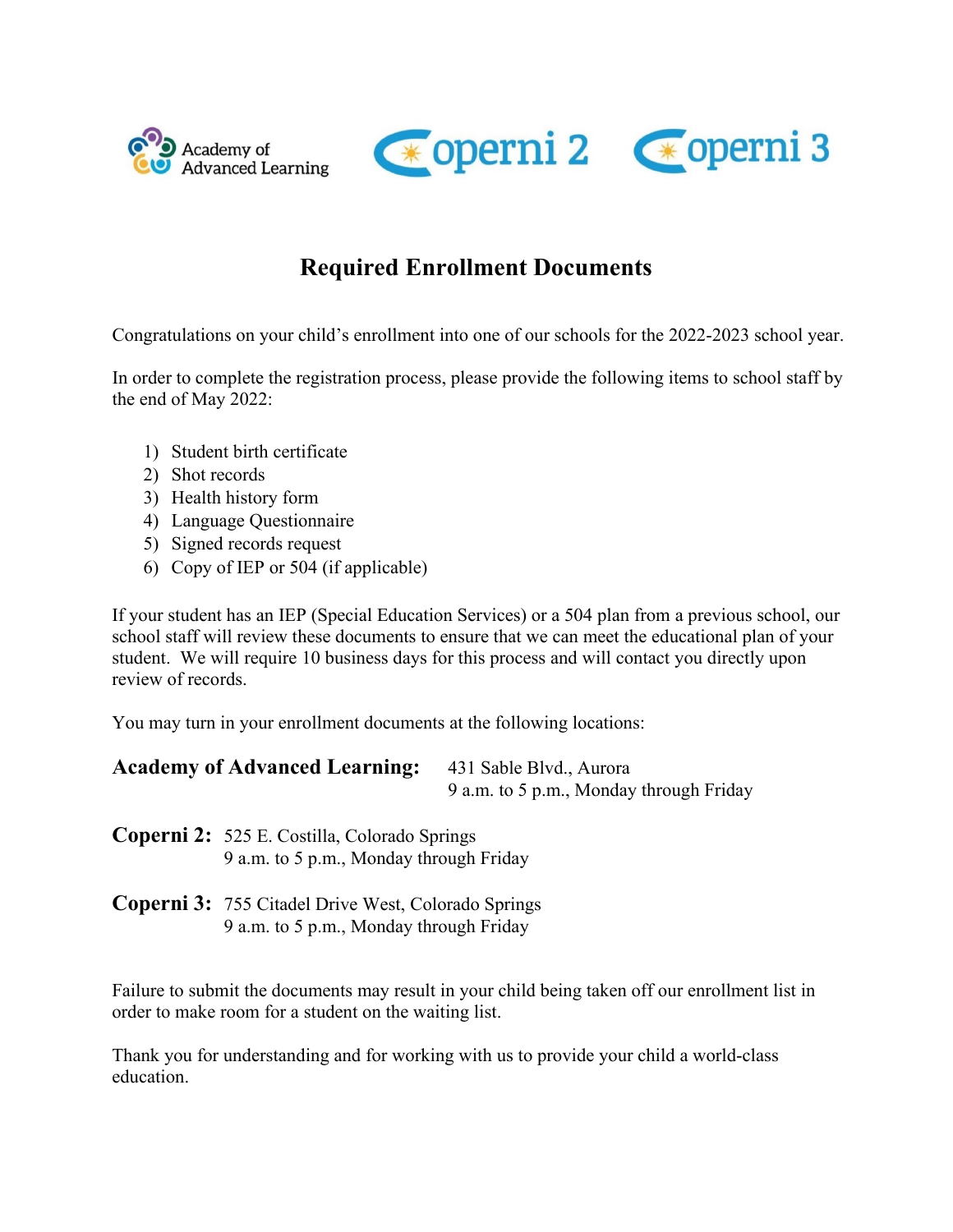Academy of Advanced Learning    Coperni 2    Coperni 3

# Required Enrollment Documents

Congratulations on your child's enrollment into one of our schools for the 2022-2023 school year.

In order to complete the registration process, please provide the following items to school staff by the end of May 2022:

1) Student birth certificate
2) Shot records
3) Health history form
4) Language Questionnaire
5) Signed records request
6) Copy of IEP or 504 (if applicable)

If your student has an IEP (Special Education Services) or a 504 plan from a previous school, our school staff will review these documents to ensure that we can meet the educational plan of your student. We will require 10 business days for this process and will contact you directly upon review of records.

You may turn in your enrollment documents at the following locations:

**Academy of Advanced Learning:** 431 Sable Blvd., Aurora
9 a.m. to 5 p.m., Monday through Friday

**Coperni 2:** 525 E. Costilla, Colorado Springs
9 a.m. to 5 p.m., Monday through Friday

**Coperni 3:** 755 Citadel Drive West, Colorado Springs
9 a.m. to 5 p.m., Monday through Friday

Failure to submit the documents may result in your child being taken off our enrollment list in order to make room for a student on the waiting list.

Thank you for understanding and for working with us to provide your child a world-class education.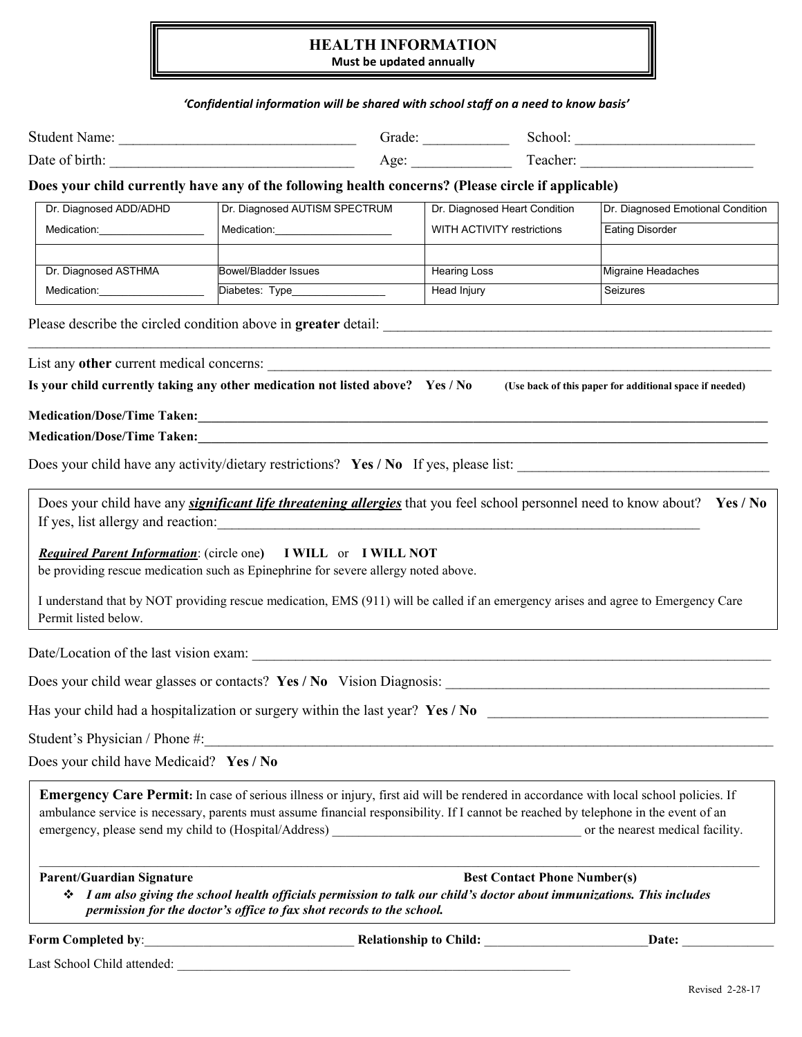# HEALTH INFORMATION

**Must be updated annually**

*'Confidential information will be shared with school staff on a need to know basis'*

Student Name: ________________________________ Grade: ____________ School: ________________________

Date of birth: _________________________________ Age: ______________ Teacher: ________________________

**Does your child currently have any of the following health concerns? (Please circle if applicable)**

| Dr. Diagnosed ADD/ADHD | Dr. Diagnosed AUTISM SPECTRUM | Dr. Diagnosed Heart Condition | Dr. Diagnosed Emotional Condition |
|---|---|---|---|
| Medication:__________________ | Medication:____________________ | WITH ACTIVITY restrictions | Eating Disorder |
| | | | |
| Dr. Diagnosed ASTHMA | Bowel/Bladder Issues | Hearing Loss | Migraine Headaches |
| Medication:__________________ | Diabetes: Type________________ | Head Injury | Seizures |

Please describe the circled condition above in **greater** detail: ________________________________________________________

_____________________________________________________________________________________________

List any **other** current medical concerns: ______________________________________________________________

**Is your child currently taking any other medication not listed above? Yes / No** **(Use back of this paper for additional space if needed)**

**Medication/Dose/Time Taken:_____________________________________________________________________________**

**Medication/Dose/Time Taken:_____________________________________________________________________________**

Does your child have any activity/dietary restrictions? **Yes / No** If yes, please list: ___________________________________

Does your child have any ***significant life threatening allergies*** that you feel school personnel need to know about? **Yes / No**
If yes, list allergy and reaction:_______________________________________________________________________

***Required Parent Information***: (circle one**)** **I WILL** or **I WILL NOT**
be providing rescue medication such as Epinephrine for severe allergy noted above.

I understand that by NOT providing rescue medication, EMS (911) will be called if an emergency arises and agree to Emergency Care Permit listed below.

Date/Location of the last vision exam: _____________________________________________________________________

Does your child wear glasses or contacts? **Yes / No** Vision Diagnosis: _______________________________________________

Has your child had a hospitalization or surgery within the last year? **Yes / No** _________________________________________

Student's Physician / Phone #:___________________________________________________________________________

Does your child have Medicaid? **Yes / No**

**Emergency Care Permit:** In case of serious illness or injury, first aid will be rendered in accordance with local school policies. If ambulance service is necessary, parents must assume financial responsibility. If I cannot be reached by telephone in the event of an emergency, please send my child to (Hospital/Address) ______________________________________ or the nearest medical facility.

_____________________________________________________________________________________________

**Parent/Guardian Signature** **Best Contact Phone Number(s)**

- ***I am also giving the school health officials permission to talk our child's doctor about immunizations. This includes permission for the doctor's office to fax shot records to the school.***

**Form Completed by**:________________________________ **Relationship to Child:** _________________________**Date:** ______________

Last School Child attended: ______________________________________________________________

Revised 2-28-17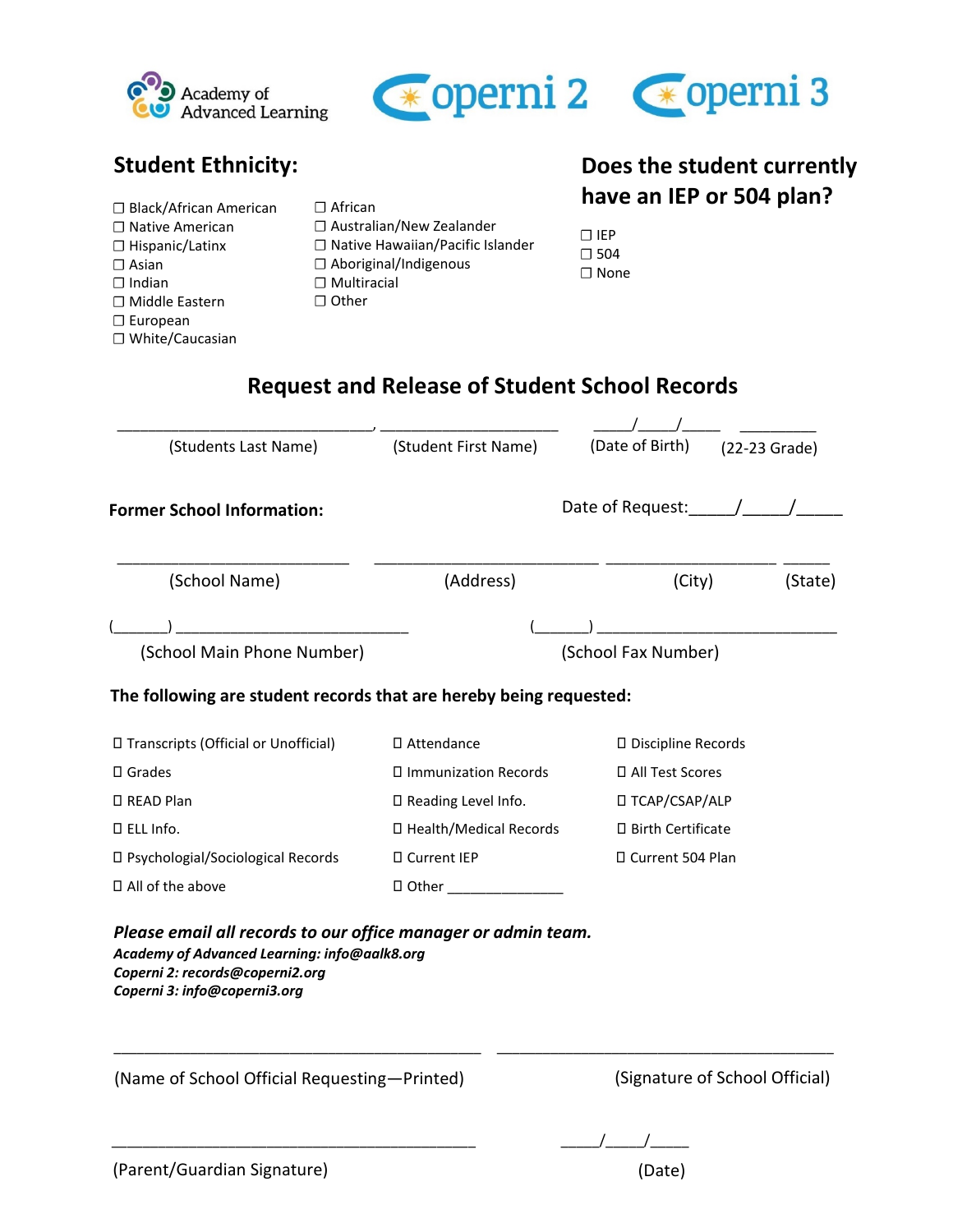Academy of Advanced Learning | Coperni 2 | Coperni 3

## Student Ethnicity:

☐ Black/African American
☐ Native American
☐ Hispanic/Latinx
☐ Asian
☐ Indian
☐ Middle Eastern
☐ European
☐ White/Caucasian
☐ African
☐ Australian/New Zealander
☐ Native Hawaiian/Pacific Islander
☐ Aboriginal/Indigenous
☐ Multiracial
☐ Other

## Does the student currently have an IEP or 504 plan?

☐ IEP
☐ 504
☐ None

## Request and Release of Student School Records

_______________________________, _____________________ ____/____/____ _________

(Students Last Name) (Student First Name) (Date of Birth) (22-23 Grade)

**Former School Information:**

Date of Request:_____/_____/_____

___________________________ __________________________ ____________________ _____

(School Name) (Address) (City) (State)

(_______) ____________________________ (_______) ______________________________

(School Main Phone Number) (School Fax Number)

**The following are student records that are hereby being requested:**

☐ Transcripts (Official or Unofficial)
☐ Grades
☐ READ Plan
☐ ELL Info.
☐ Psychologial/Sociological Records
☐ All of the above
☐ Attendance
☐ Immunization Records
☐ Reading Level Info.
☐ Health/Medical Records
☐ Current IEP
☐ Other _______________
☐ Discipline Records
☐ All Test Scores
☐ TCAP/CSAP/ALP
☐ Birth Certificate
☐ Current 504 Plan

***Please email all records to our office manager or admin team.***
***Academy of Advanced Learning: info@aalk8.org***
***Coperni 2: records@coperni2.org***
***Coperni 3: info@coperni3.org***

___________________________________________ _______________________________________

(Name of School Official Requesting—Printed) (Signature of School Official)

___________________________________________ _____/_____/_____

(Parent/Guardian Signature) (Date)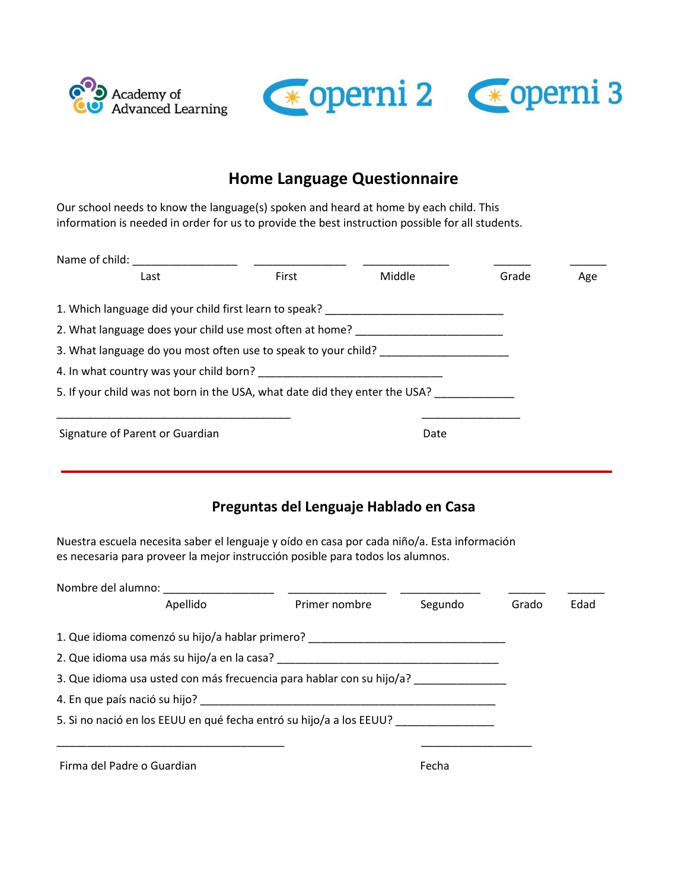Academy of Advanced Learning

Coperni 2 Coperni 3

## Home Language Questionnaire

Our school needs to know the language(s) spoken and heard at home by each child. This information is needed in order for us to provide the best instruction possible for all students.

Name of child: _________________ _______________ ______________ ______ ______

Last First Middle Grade Age

1. Which language did your child first learn to speak? _____________________________
2. What language does your child use most often at home? ________________________
3. What language do you most often use to speak to your child? _____________________
4. In what country was your child born? ______________________________
5. If your child was not born in the USA, what date did they enter the USA? ____________

______________________________________ ________________

Signature of Parent or Guardian Date

---

## Preguntas del Lenguaje Hablado en Casa

Nuestra escuela necesita saber el lenguaje y oído en casa por cada niño/a. Esta información es necesaria para proveer la mejor instrucción posible para todos los alumnos.

Nombre del alumno: __________________ ________________ _____________ ______ ______

Apellido Primer nombre Segundo Grado Edad

1. Que idioma comenzó su hijo/a hablar primero? ________________________________
2. Que idioma usa más su hijo/a en la casa? ____________________________________
3. Que idioma usa usted con más frecuencia para hablar con su hijo/a? _______________
4. En que país nació su hijo? ________________________________________________
5. Si no nació en los EEUU en qué fecha entró su hijo/a a los EEUU? ________________

_____________________________________ __________________

Firma del Padre o Guardian Fecha